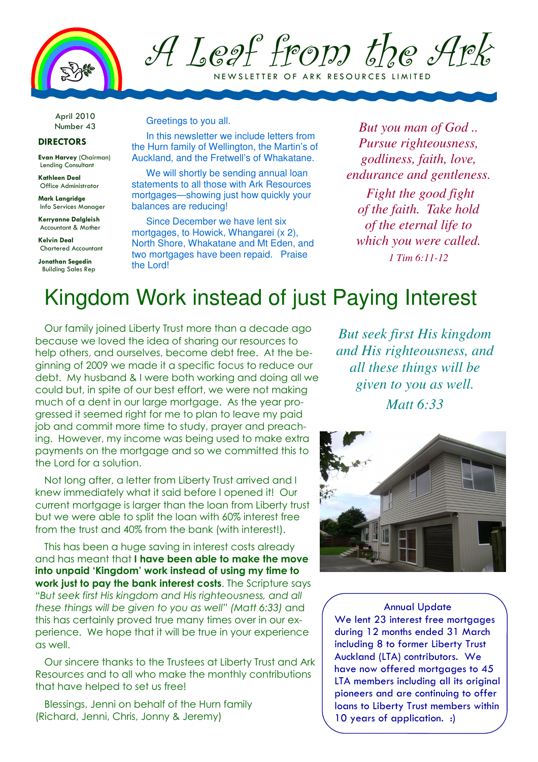# A Leaf from the Ark

NEWSLETTER OF ARK RESOURCES LIMITED

April 2010
Number 43

**DIRECTORS**

**Evan Harvey** (Chairman)
Lending Consultant

**Kathleen Deal**
Office Administrator

**Mark Langridge**
Info Services Manager

**Kerryanne Dalgleish**
Accountant & Mother

**Kelvin Deal**
Chartered Accountant

**Jonathan Segedin**
Building Sales Rep

Greetings to you all.

In this newsletter we include letters from the Hurn family of Wellington, the Martin's of Auckland, and the Fretwell's of Whakatane.

We will shortly be sending annual loan statements to all those with Ark Resources mortgages—showing just how quickly your balances are reducing!

Since December we have lent six mortgages, to Howick, Whangarei (x 2), North Shore, Whakatane and Mt Eden, and two mortgages have been repaid. Praise the Lord!

*But you man of God .. Pursue righteousness, godliness, faith, love, endurance and gentleness. Fight the good fight of the faith. Take hold of the eternal life to which you were called.*
*1 Tim 6:11-12*

# Kingdom Work instead of just Paying Interest

Our family joined Liberty Trust more than a decade ago because we loved the idea of sharing our resources to help others, and ourselves, become debt free. At the beginning of 2009 we made it a specific focus to reduce our debt. My husband & I were both working and doing all we could but, in spite of our best effort, we were not making much of a dent in our large mortgage. As the year progressed it seemed right for me to plan to leave my paid job and commit more time to study, prayer and preaching. However, my income was being used to make extra payments on the mortgage and so we committed this to the Lord for a solution.

Not long after, a letter from Liberty Trust arrived and I knew immediately what it said before I opened it! Our current mortgage is larger than the loan from Liberty trust but we were able to split the loan with 60% interest free from the trust and 40% from the bank (with interest!).

This has been a huge saving in interest costs already and has meant that **I have been able to make the move into unpaid 'Kingdom' work instead of using my time to work just to pay the bank interest costs**. The Scripture says *"But seek first His kingdom and His righteousness, and all these things will be given to you as well" (Matt 6:33)* and this has certainly proved true many times over in our experience. We hope that it will be true in your experience as well.

Our sincere thanks to the Trustees at Liberty Trust and Ark Resources and to all who make the monthly contributions that have helped to set us free!

Blessings, Jenni on behalf of the Hurn family
(Richard, Jenni, Chris, Jonny & Jeremy)

*But seek first His kingdom and His righteousness, and all these things will be given to you as well.*
*Matt 6:33*

**Annual Update**

We lent 23 interest free mortgages during 12 months ended 31 March including 8 to former Liberty Trust Auckland (LTA) contributors. We have now offered mortgages to 45 LTA members including all its original pioneers and are continuing to offer loans to Liberty Trust members within 10 years of application. :)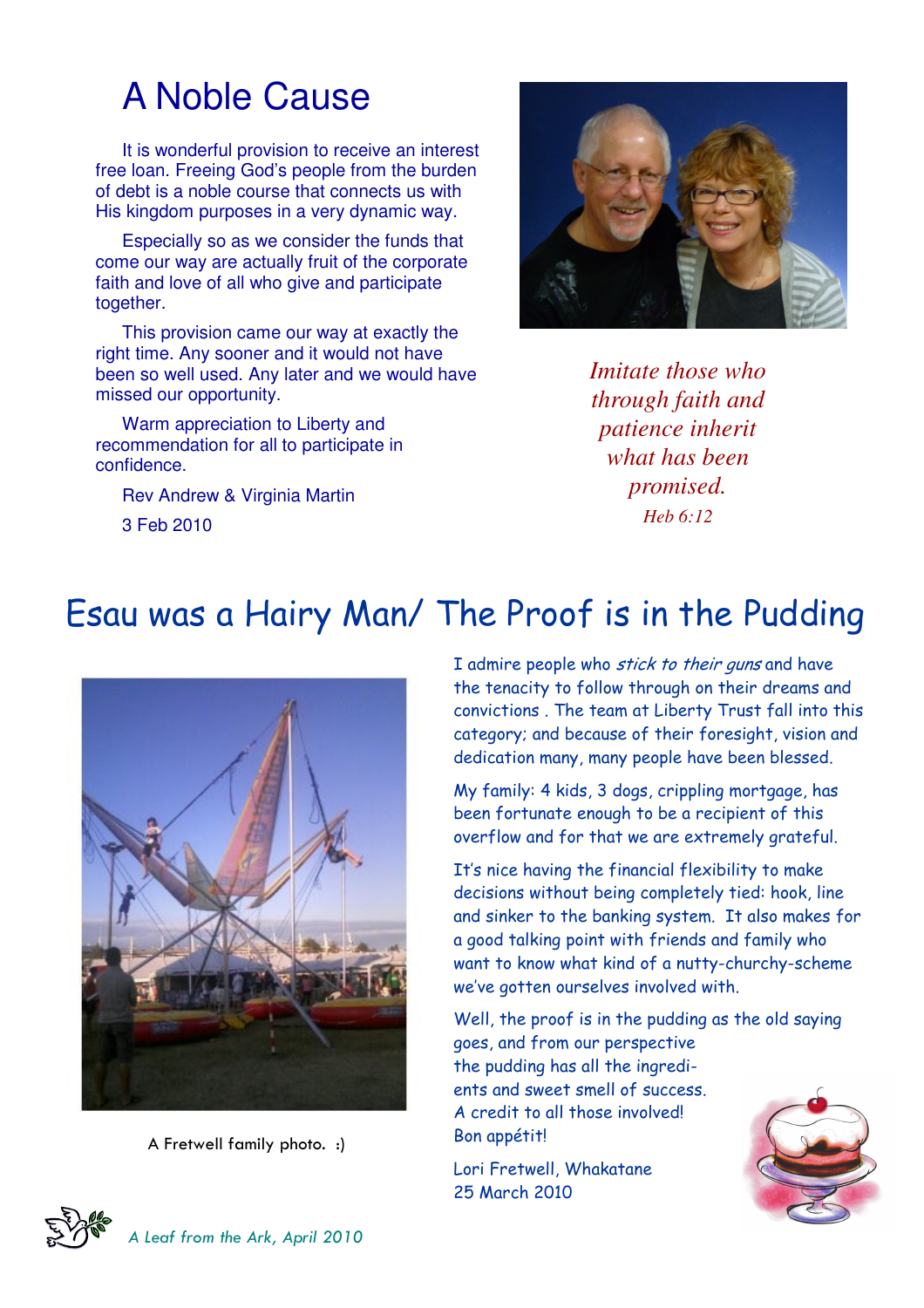# A Noble Cause

It is wonderful provision to receive an interest free loan. Freeing God's people from the burden of debt is a noble course that connects us with His kingdom purposes in a very dynamic way.

Especially so as we consider the funds that come our way are actually fruit of the corporate faith and love of all who give and participate together.

This provision came our way at exactly the right time. Any sooner and it would not have been so well used. Any later and we would have missed our opportunity.

Warm appreciation to Liberty and recommendation for all to participate in confidence.

Rev Andrew & Virginia Martin

3 Feb 2010

*Imitate those who through faith and patience inherit what has been promised.*

*Heb 6:12*

# Esau was a Hairy Man/ The Proof is in the Pudding

A Fretwell family photo. :)

I admire people who *stick to their guns* and have the tenacity to follow through on their dreams and convictions . The team at Liberty Trust fall into this category; and because of their foresight, vision and dedication many, many people have been blessed.

My family: 4 kids, 3 dogs, crippling mortgage, has been fortunate enough to be a recipient of this overflow and for that we are extremely grateful.

It's nice having the financial flexibility to make decisions without being completely tied: hook, line and sinker to the banking system. It also makes for a good talking point with friends and family who want to know what kind of a nutty-churchy-scheme we've gotten ourselves involved with.

Well, the proof is in the pudding as the old saying goes, and from our perspective the pudding has all the ingredi-ents and sweet smell of success. A credit to all those involved! Bon appétit!

Lori Fretwell, Whakatane
25 March 2010